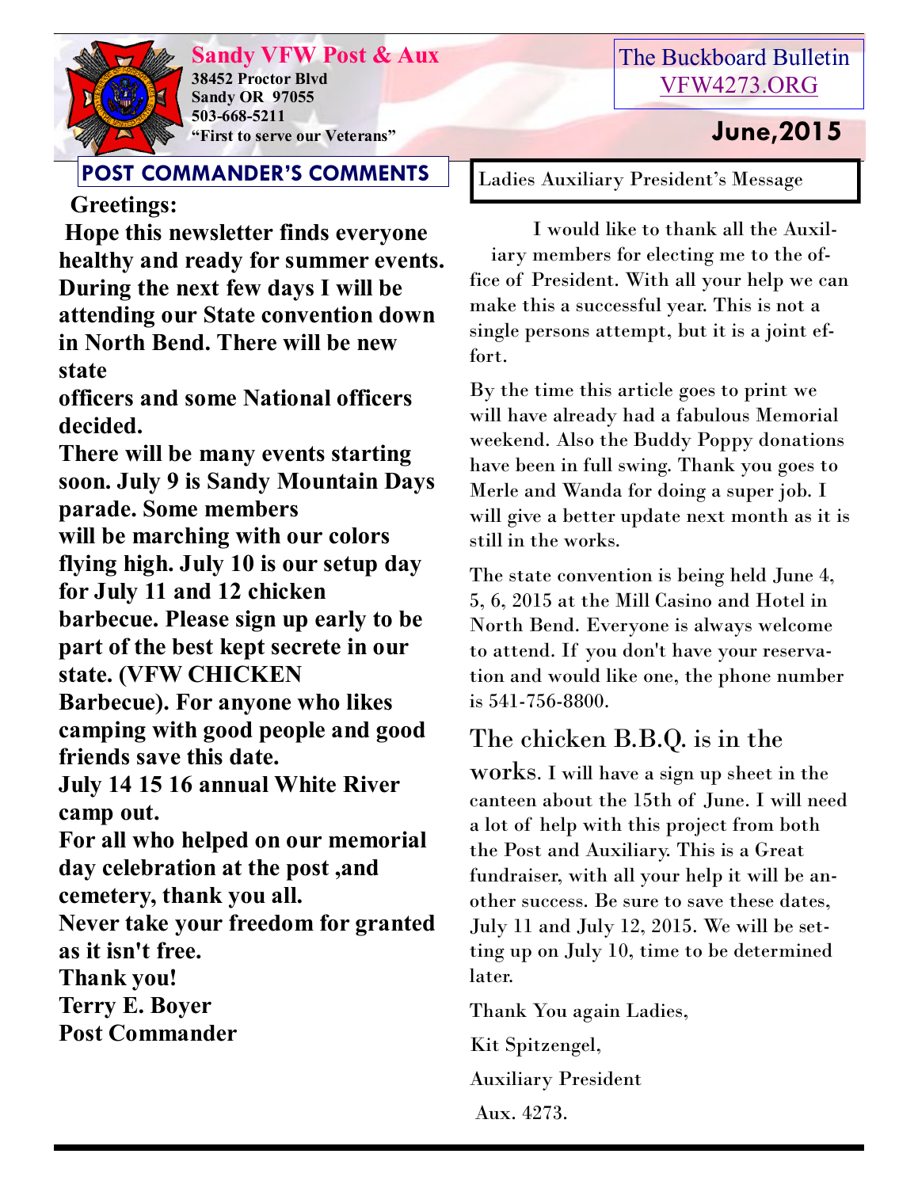**Sandy VFW Post & Aux**

**38452 Proctor Blvd**
**Sandy OR 97055**
**503-668-5211**
**"First to serve our Veterans"**

The Buckboard Bulletin
VFW4273.ORG

**June,2015**

## POST COMMANDER'S COMMENTS

**Greetings:**

**Hope this newsletter finds everyone healthy and ready for summer events. During the next few days I will be attending our State convention down in North Bend. There will be new state officers and some National officers decided.**

**There will be many events starting soon. July 9 is Sandy Mountain Days parade. Some members will be marching with our colors flying high. July 10 is our setup day for July 11 and 12 chicken barbecue. Please sign up early to be part of the best kept secrete in our state. (VFW CHICKEN Barbecue). For anyone who likes camping with good people and good friends save this date.**

**July 14 15 16 annual White River camp out.**

**For all who helped on our memorial day celebration at the post ,and cemetery, thank you all.**

**Never take your freedom for granted as it isn't free.**

**Thank you!**

**Terry E. Boyer**

**Post Commander**

## Ladies Auxiliary President's Message

I would like to thank all the Auxiliary members for electing me to the office of President. With all your help we can make this a successful year. This is not a single persons attempt, but it is a joint effort.

By the time this article goes to print we will have already had a fabulous Memorial weekend. Also the Buddy Poppy donations have been in full swing. Thank you goes to Merle and Wanda for doing a super job. I will give a better update next month as it is still in the works.

The state convention is being held June 4, 5, 6, 2015 at the Mill Casino and Hotel in North Bend. Everyone is always welcome to attend. If you don't have your reservation and would like one, the phone number is 541-756-8800.

The chicken B.B.Q. is in the works. I will have a sign up sheet in the canteen about the 15th of June. I will need a lot of help with this project from both the Post and Auxiliary. This is a Great fundraiser, with all your help it will be another success. Be sure to save these dates, July 11 and July 12, 2015. We will be setting up on July 10, time to be determined later.

Thank You again Ladies,

Kit Spitzengel,

Auxiliary President

Aux. 4273.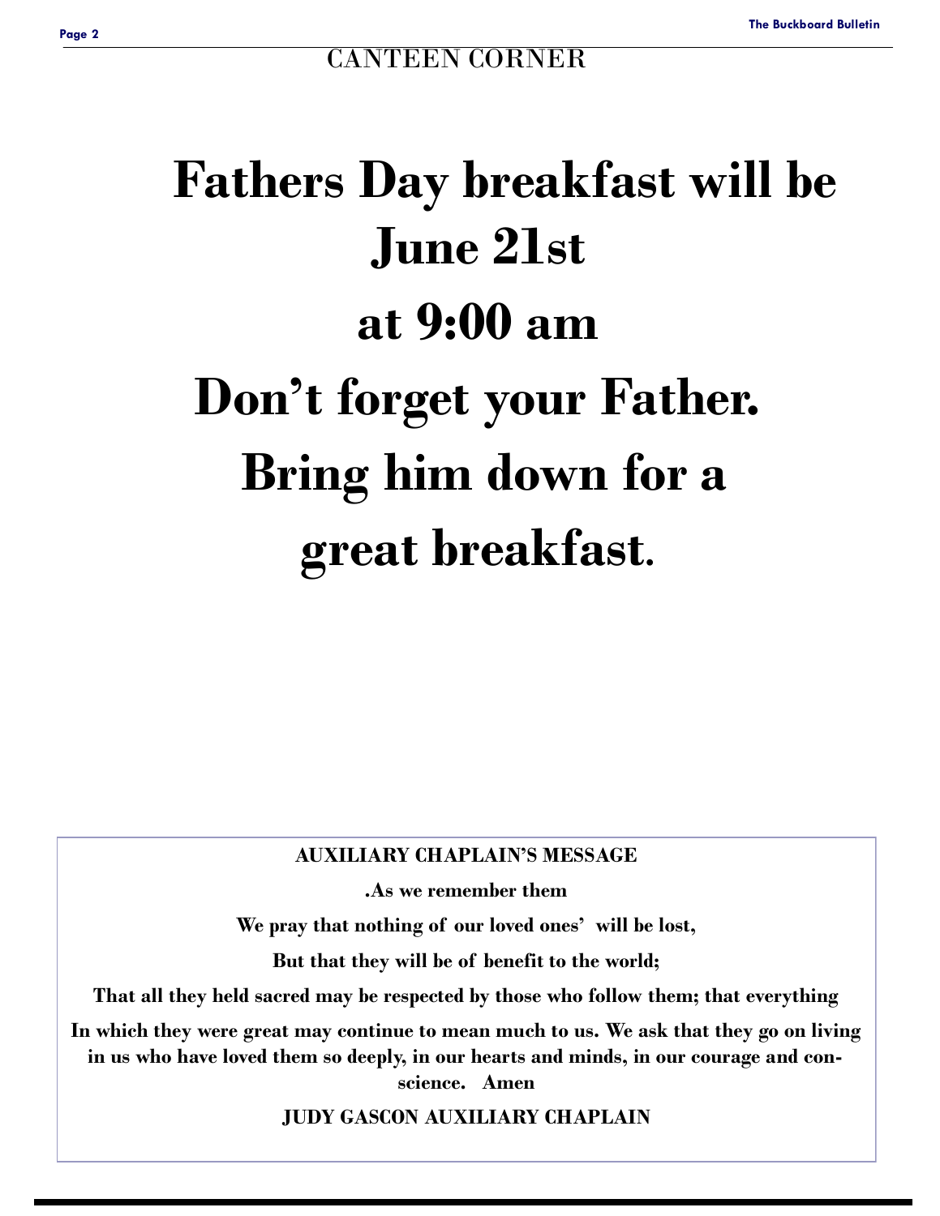## CANTEEN CORNER

# Fathers Day breakfast will be June 21st at 9:00 am

# Don't forget your Father. Bring him down for a great breakfast.

**AUXILIARY CHAPLAIN'S MESSAGE**

**.As we remember them**

**We pray that nothing of our loved ones' will be lost,**

**But that they will be of benefit to the world;**

**That all they held sacred may be respected by those who follow them; that everything**

**In which they were great may continue to mean much to us. We ask that they go on living in us who have loved them so deeply, in our hearts and minds, in our courage and conscience. Amen**

**JUDY GASCON AUXILIARY CHAPLAIN**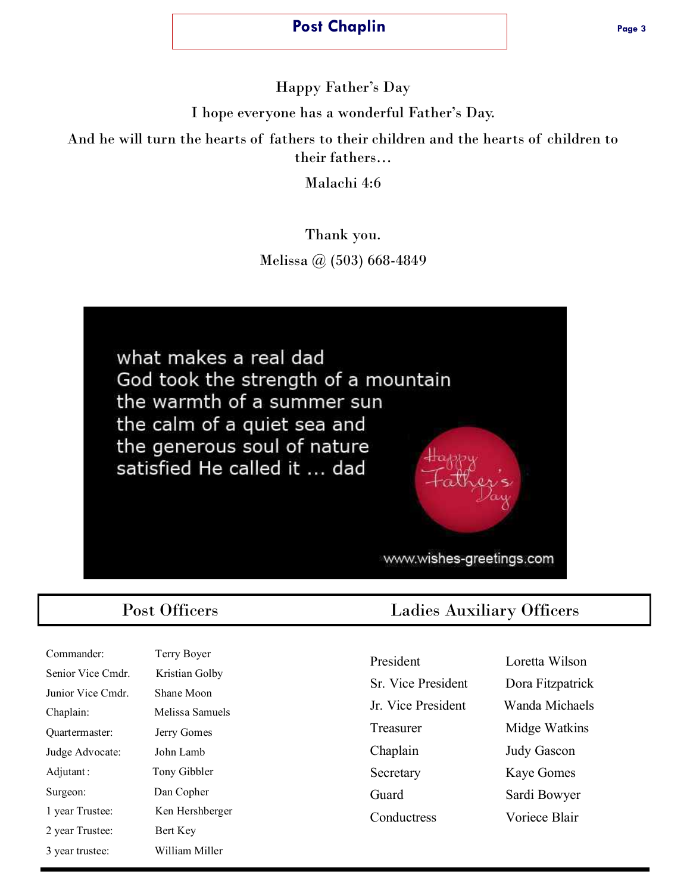# Post Chaplin

Happy Father's Day

I hope everyone has a wonderful Father's Day.

And he will turn the hearts of fathers to their children and the hearts of children to their fathers…

Malachi 4:6

Thank you.

Melissa @ (503) 668-4849

what makes a real dad
God took the strength of a mountain
the warmth of a summer sun
the calm of a quiet sea and
the generous soul of nature
satisfied He called it … dad

Happy Father's Day

www.wishes-greetings.com

## Post Officers

| | |
|---|---|
| Commander: | Terry Boyer |
| Senior Vice Cmdr. | Kristian Golby |
| Junior Vice Cmdr. | Shane Moon |
| Chaplain: | Melissa Samuels |
| Quartermaster: | Jerry Gomes |
| Judge Advocate: | John Lamb |
| Adjutant: | Tony Gibbler |
| Surgeon: | Dan Copher |
| 1 year Trustee: | Ken Hershberger |
| 2 year Trustee: | Bert Key |
| 3 year trustee: | William Miller |

## Ladies Auxiliary Officers

| | |
|---|---|
| President | Loretta Wilson |
| Sr. Vice President | Dora Fitzpatrick |
| Jr. Vice President | Wanda Michaels |
| Treasurer | Midge Watkins |
| Chaplain | Judy Gascon |
| Secretary | Kaye Gomes |
| Guard | Sardi Bowyer |
| Conductress | Voriece Blair |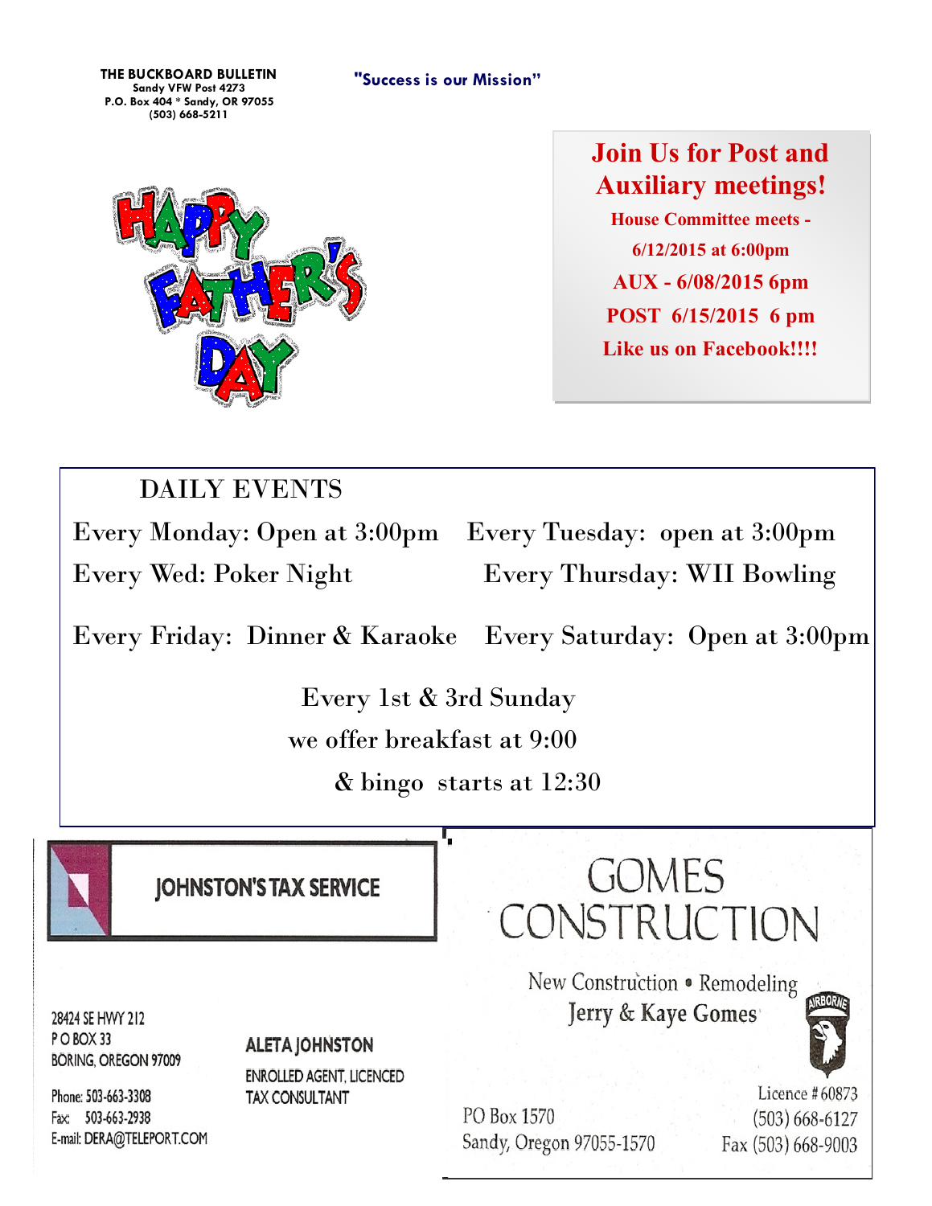**THE BUCKBOARD BULLETIN**
**Sandy VFW Post 4273**
**P.O. Box 404 * Sandy, OR 97055**
**(503) 668-5211**

**"Success is our Mission"**

HAPPY FATHER'S DAY

## Join Us for Post and Auxiliary meetings!

**House Committee meets - 6/12/2015 at 6:00pm**

**AUX - 6/08/2015 6pm**

**POST 6/15/2015 6 pm**

**Like us on Facebook!!!!**

## DAILY EVENTS

Every Monday: Open at 3:00pm

Every Tuesday: open at 3:00pm

Every Wed: Poker Night

Every Thursday: WII Bowling

Every Friday: Dinner & Karaoke

Every Saturday: Open at 3:00pm

Every 1st & 3rd Sunday
we offer breakfast at 9:00
& bingo starts at 12:30

---

**JOHNSTON'S TAX SERVICE**

28424 SE HWY 212
P O BOX 33
BORING, OREGON 97009

Phone: 503-663-3308
Fax: 503-663-2938
E-mail: DERA@TELEPORT.COM

**ALETA JOHNSTON**
ENROLLED AGENT, LICENCED TAX CONSULTANT

---

**GOMES CONSTRUCTION**

New Construction • Remodeling
Jerry & Kaye Gomes

AIRBORNE

PO Box 1570
Sandy, Oregon 97055-1570

Licence # 60873
(503) 668-6127
Fax (503) 668-9003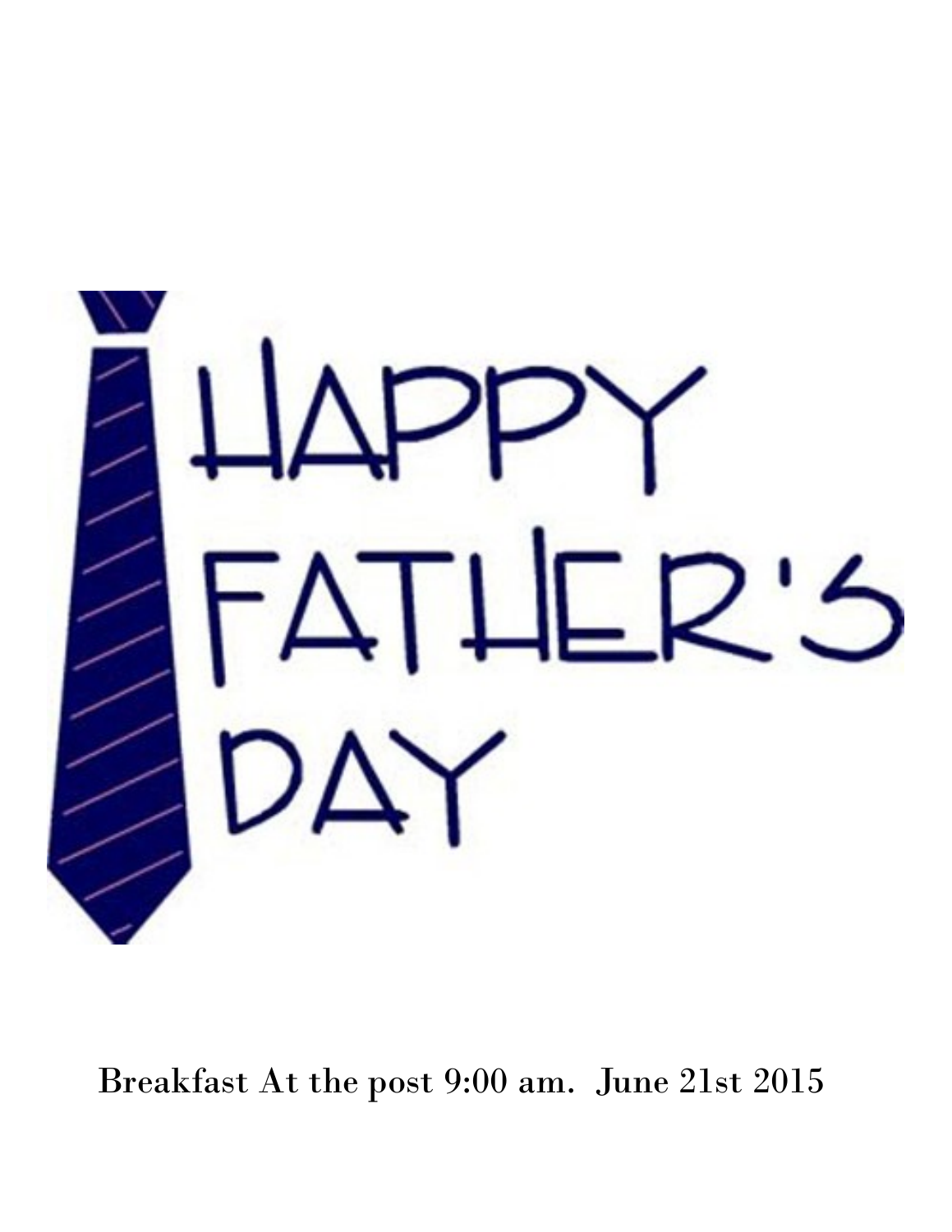# HAPPY FATHER'S DAY

Breakfast At the post 9:00 am. June 21st 2015